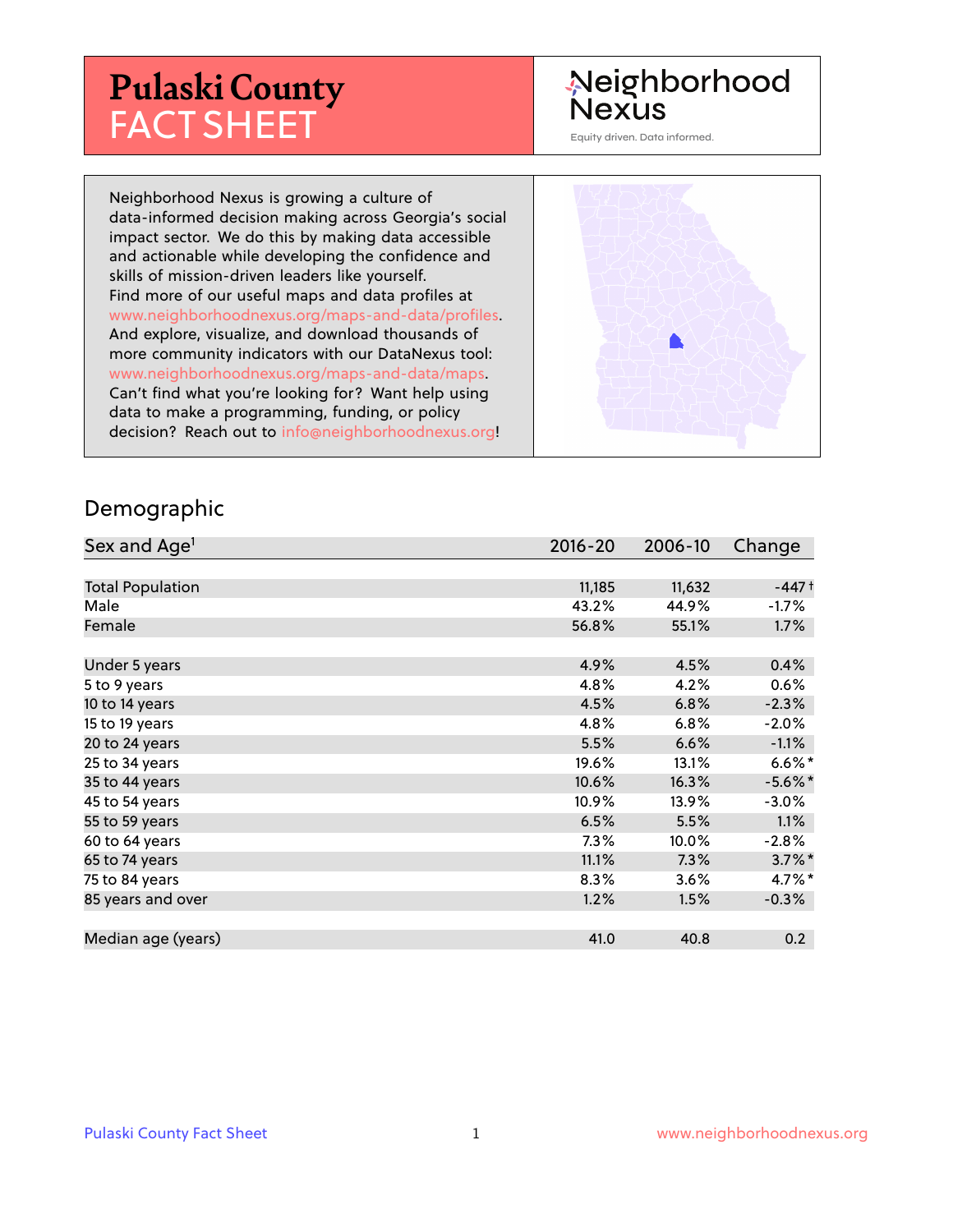# Pulaski County FACT SHEET

Neighborhood Nexus

Equity driven. Data informed.

Neighborhood Nexus is growing a culture of data-informed decision making across Georgia's social impact sector. We do this by making data accessible and actionable while developing the confidence and skills of mission-driven leaders like yourself. Find more of our useful maps and data profiles at www.neighborhoodnexus.org/maps-and-data/profiles. And explore, visualize, and download thousands of more community indicators with our DataNexus tool: www.neighborhoodnexus.org/maps-and-data/maps. Can't find what you're looking for? Want help using data to make a programming, funding, or policy decision? Reach out to info@neighborhoodnexus.org!

## Demographic

| Sex and Age[1] | 2016-20 | 2006-10 | Change |
|---|---|---|---|
| Total Population | 11,185 | 11,632 | -447 † |
| Male | 43.2% | 44.9% | -1.7% |
| Female | 56.8% | 55.1% | 1.7% |
| | | | |
| Under 5 years | 4.9% | 4.5% | 0.4% |
| 5 to 9 years | 4.8% | 4.2% | 0.6% |
| 10 to 14 years | 4.5% | 6.8% | -2.3% |
| 15 to 19 years | 4.8% | 6.8% | -2.0% |
| 20 to 24 years | 5.5% | 6.6% | -1.1% |
| 25 to 34 years | 19.6% | 13.1% | 6.6%* |
| 35 to 44 years | 10.6% | 16.3% | -5.6%* |
| 45 to 54 years | 10.9% | 13.9% | -3.0% |
| 55 to 59 years | 6.5% | 5.5% | 1.1% |
| 60 to 64 years | 7.3% | 10.0% | -2.8% |
| 65 to 74 years | 11.1% | 7.3% | 3.7%* |
| 75 to 84 years | 8.3% | 3.6% | 4.7%* |
| 85 years and over | 1.2% | 1.5% | -0.3% |
| | | | |
| Median age (years) | 41.0 | 40.8 | 0.2 |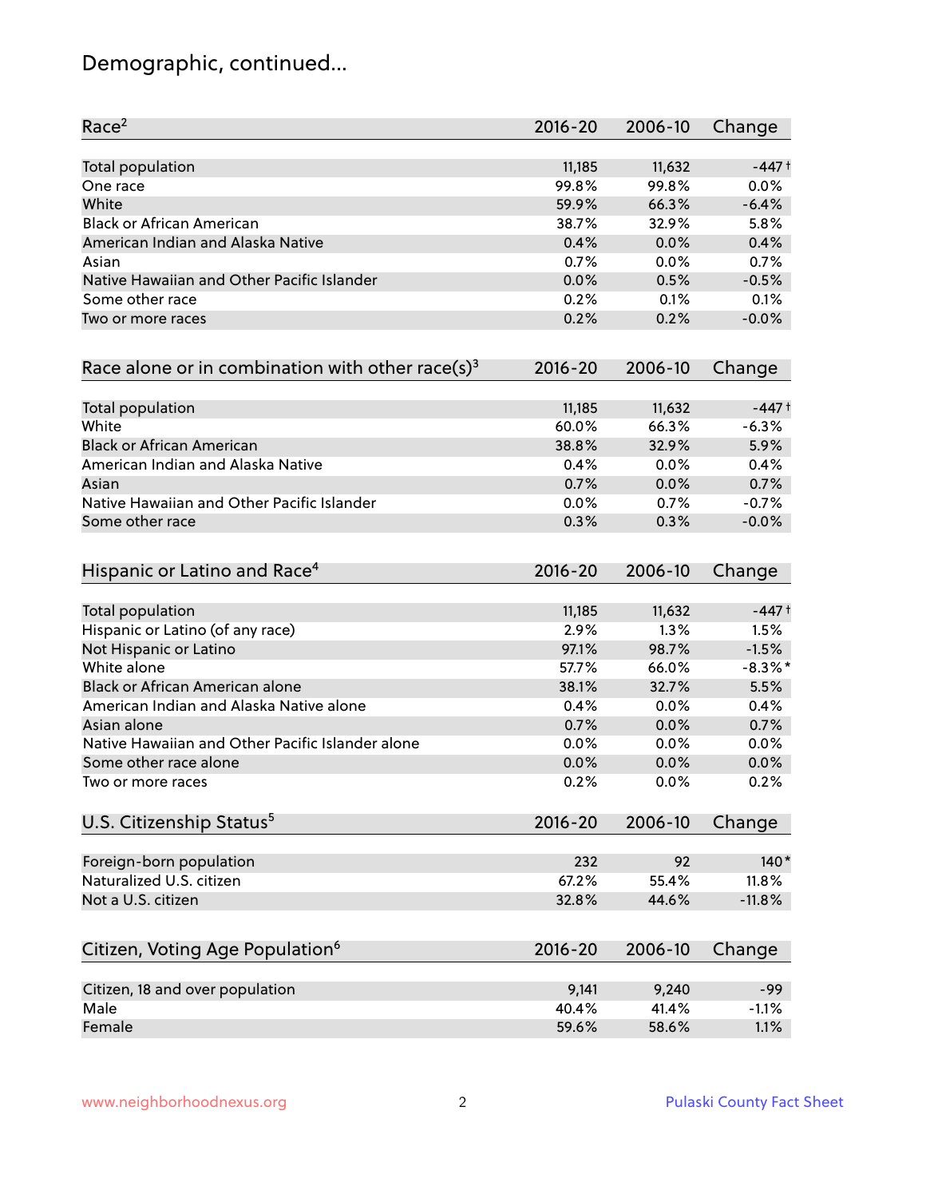## Demographic, continued...

| Race[2] | 2016-20 | 2006-10 | Change |
|---|---|---|---|
| Total population | 11,185 | 11,632 | -447† |
| One race | 99.8% | 99.8% | 0.0% |
| White | 59.9% | 66.3% | -6.4% |
| Black or African American | 38.7% | 32.9% | 5.8% |
| American Indian and Alaska Native | 0.4% | 0.0% | 0.4% |
| Asian | 0.7% | 0.0% | 0.7% |
| Native Hawaiian and Other Pacific Islander | 0.0% | 0.5% | -0.5% |
| Some other race | 0.2% | 0.1% | 0.1% |
| Two or more races | 0.2% | 0.2% | -0.0% |

| Race alone or in combination with other race(s)[3] | 2016-20 | 2006-10 | Change |
|---|---|---|---|
| Total population | 11,185 | 11,632 | -447† |
| White | 60.0% | 66.3% | -6.3% |
| Black or African American | 38.8% | 32.9% | 5.9% |
| American Indian and Alaska Native | 0.4% | 0.0% | 0.4% |
| Asian | 0.7% | 0.0% | 0.7% |
| Native Hawaiian and Other Pacific Islander | 0.0% | 0.7% | -0.7% |
| Some other race | 0.3% | 0.3% | -0.0% |

| Hispanic or Latino and Race[4] | 2016-20 | 2006-10 | Change |
|---|---|---|---|
| Total population | 11,185 | 11,632 | -447† |
| Hispanic or Latino (of any race) | 2.9% | 1.3% | 1.5% |
| Not Hispanic or Latino | 97.1% | 98.7% | -1.5% |
| White alone | 57.7% | 66.0% | -8.3%* |
| Black or African American alone | 38.1% | 32.7% | 5.5% |
| American Indian and Alaska Native alone | 0.4% | 0.0% | 0.4% |
| Asian alone | 0.7% | 0.0% | 0.7% |
| Native Hawaiian and Other Pacific Islander alone | 0.0% | 0.0% | 0.0% |
| Some other race alone | 0.0% | 0.0% | 0.0% |
| Two or more races | 0.2% | 0.0% | 0.2% |

| U.S. Citizenship Status[5] | 2016-20 | 2006-10 | Change |
|---|---|---|---|
| Foreign-born population | 232 | 92 | 140* |
| Naturalized U.S. citizen | 67.2% | 55.4% | 11.8% |
| Not a U.S. citizen | 32.8% | 44.6% | -11.8% |

| Citizen, Voting Age Population[6] | 2016-20 | 2006-10 | Change |
|---|---|---|---|
| Citizen, 18 and over population | 9,141 | 9,240 | -99 |
| Male | 40.4% | 41.4% | -1.1% |
| Female | 59.6% | 58.6% | 1.1% |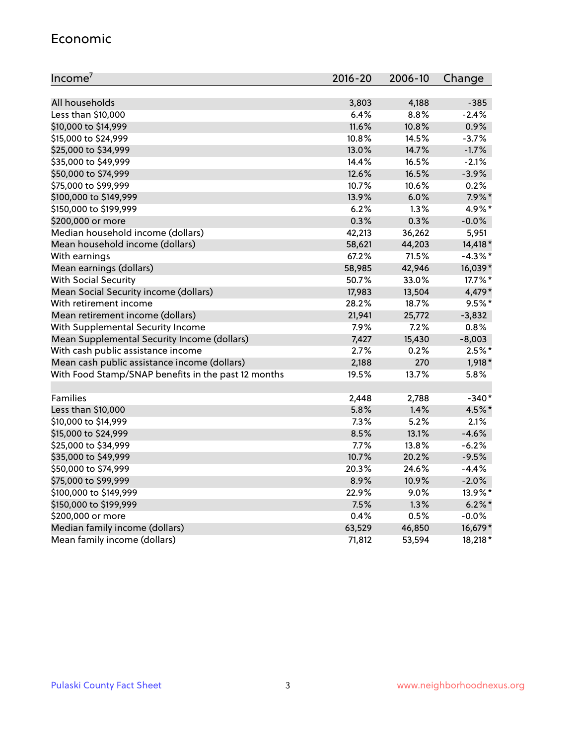## Economic

| Income[7] | 2016-20 | 2006-10 | Change |
|---|---|---|---|
| All households | 3,803 | 4,188 | -385 |
| Less than $10,000 | 6.4% | 8.8% | -2.4% |
| $10,000 to $14,999 | 11.6% | 10.8% | 0.9% |
| $15,000 to $24,999 | 10.8% | 14.5% | -3.7% |
| $25,000 to $34,999 | 13.0% | 14.7% | -1.7% |
| $35,000 to $49,999 | 14.4% | 16.5% | -2.1% |
| $50,000 to $74,999 | 12.6% | 16.5% | -3.9% |
| $75,000 to $99,999 | 10.7% | 10.6% | 0.2% |
| $100,000 to $149,999 | 13.9% | 6.0% | 7.9%* |
| $150,000 to $199,999 | 6.2% | 1.3% | 4.9%* |
| $200,000 or more | 0.3% | 0.3% | -0.0% |
| Median household income (dollars) | 42,213 | 36,262 | 5,951 |
| Mean household income (dollars) | 58,621 | 44,203 | 14,418* |
| With earnings | 67.2% | 71.5% | -4.3%* |
| Mean earnings (dollars) | 58,985 | 42,946 | 16,039* |
| With Social Security | 50.7% | 33.0% | 17.7%* |
| Mean Social Security income (dollars) | 17,983 | 13,504 | 4,479* |
| With retirement income | 28.2% | 18.7% | 9.5%* |
| Mean retirement income (dollars) | 21,941 | 25,772 | -3,832 |
| With Supplemental Security Income | 7.9% | 7.2% | 0.8% |
| Mean Supplemental Security Income (dollars) | 7,427 | 15,430 | -8,003 |
| With cash public assistance income | 2.7% | 0.2% | 2.5%* |
| Mean cash public assistance income (dollars) | 2,188 | 270 | 1,918* |
| With Food Stamp/SNAP benefits in the past 12 months | 19.5% | 13.7% | 5.8% |
| | | | |
| Families | 2,448 | 2,788 | -340* |
| Less than $10,000 | 5.8% | 1.4% | 4.5%* |
| $10,000 to $14,999 | 7.3% | 5.2% | 2.1% |
| $15,000 to $24,999 | 8.5% | 13.1% | -4.6% |
| $25,000 to $34,999 | 7.7% | 13.8% | -6.2% |
| $35,000 to $49,999 | 10.7% | 20.2% | -9.5% |
| $50,000 to $74,999 | 20.3% | 24.6% | -4.4% |
| $75,000 to $99,999 | 8.9% | 10.9% | -2.0% |
| $100,000 to $149,999 | 22.9% | 9.0% | 13.9%* |
| $150,000 to $199,999 | 7.5% | 1.3% | 6.2%* |
| $200,000 or more | 0.4% | 0.5% | -0.0% |
| Median family income (dollars) | 63,529 | 46,850 | 16,679* |
| Mean family income (dollars) | 71,812 | 53,594 | 18,218* |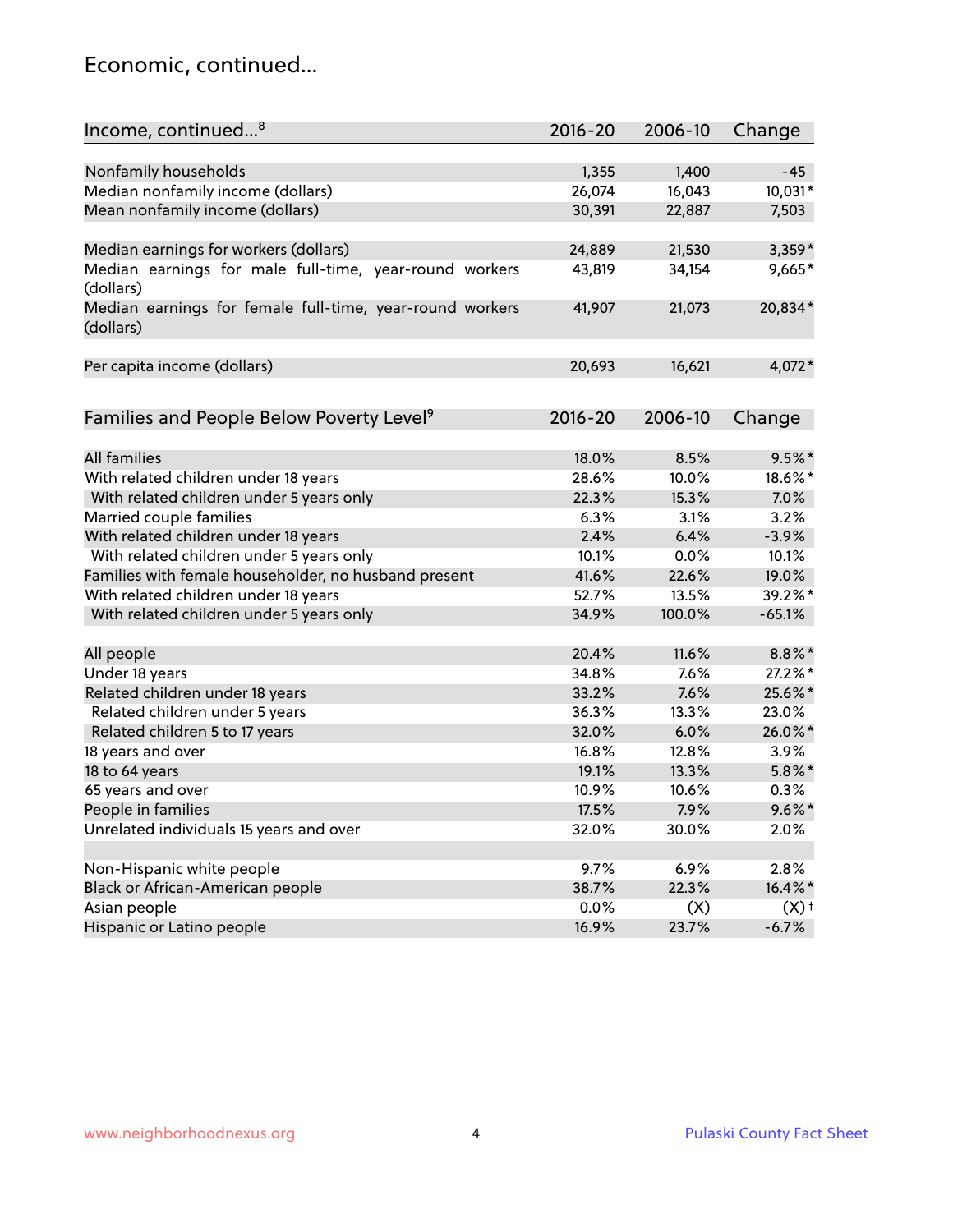## Economic, continued...

| Income, continued...[8] | 2016-20 | 2006-10 | Change |
|---|---|---|---|
| Nonfamily households | 1,355 | 1,400 | -45 |
| Median nonfamily income (dollars) | 26,074 | 16,043 | 10,031* |
| Mean nonfamily income (dollars) | 30,391 | 22,887 | 7,503 |
| Median earnings for workers (dollars) | 24,889 | 21,530 | 3,359* |
| Median earnings for male full-time, year-round workers (dollars) | 43,819 | 34,154 | 9,665* |
| Median earnings for female full-time, year-round workers (dollars) | 41,907 | 21,073 | 20,834* |
| Per capita income (dollars) | 20,693 | 16,621 | 4,072* |

| Families and People Below Poverty Level[9] | 2016-20 | 2006-10 | Change |
|---|---|---|---|
| All families | 18.0% | 8.5% | 9.5%* |
| With related children under 18 years | 28.6% | 10.0% | 18.6%* |
| With related children under 5 years only | 22.3% | 15.3% | 7.0% |
| Married couple families | 6.3% | 3.1% | 3.2% |
| With related children under 18 years | 2.4% | 6.4% | -3.9% |
| With related children under 5 years only | 10.1% | 0.0% | 10.1% |
| Families with female householder, no husband present | 41.6% | 22.6% | 19.0% |
| With related children under 18 years | 52.7% | 13.5% | 39.2%* |
| With related children under 5 years only | 34.9% | 100.0% | -65.1% |
| All people | 20.4% | 11.6% | 8.8%* |
| Under 18 years | 34.8% | 7.6% | 27.2%* |
| Related children under 18 years | 33.2% | 7.6% | 25.6%* |
| Related children under 5 years | 36.3% | 13.3% | 23.0% |
| Related children 5 to 17 years | 32.0% | 6.0% | 26.0%* |
| 18 years and over | 16.8% | 12.8% | 3.9% |
| 18 to 64 years | 19.1% | 13.3% | 5.8%* |
| 65 years and over | 10.9% | 10.6% | 0.3% |
| People in families | 17.5% | 7.9% | 9.6%* |
| Unrelated individuals 15 years and over | 32.0% | 30.0% | 2.0% |
| Non-Hispanic white people | 9.7% | 6.9% | 2.8% |
| Black or African-American people | 38.7% | 22.3% | 16.4%* |
| Asian people | 0.0% | (X) | (X)† |
| Hispanic or Latino people | 16.9% | 23.7% | -6.7% |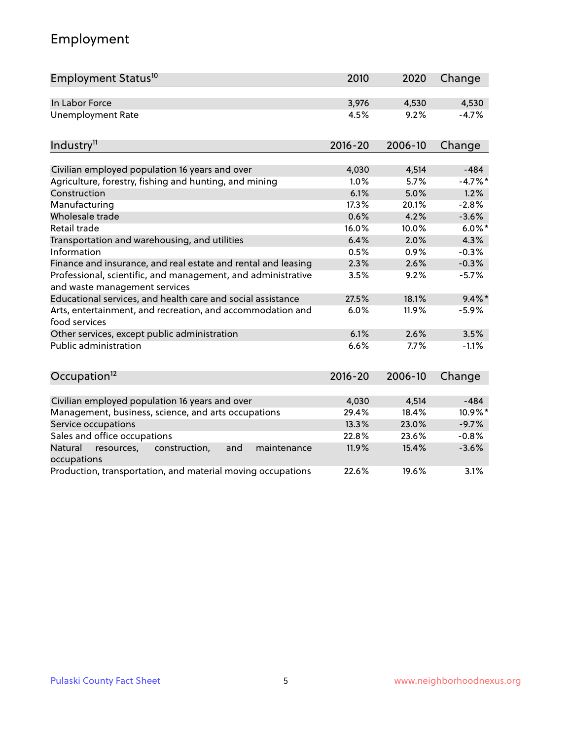## Employment

| Employment Status[10] | 2010 | 2020 | Change |
|---|---|---|---|
| In Labor Force | 3,976 | 4,530 | 4,530 |
| Unemployment Rate | 4.5% | 9.2% | -4.7% |

| Industry[11] | 2016-20 | 2006-10 | Change |
|---|---|---|---|
| Civilian employed population 16 years and over | 4,030 | 4,514 | -484 |
| Agriculture, forestry, fishing and hunting, and mining | 1.0% | 5.7% | -4.7%* |
| Construction | 6.1% | 5.0% | 1.2% |
| Manufacturing | 17.3% | 20.1% | -2.8% |
| Wholesale trade | 0.6% | 4.2% | -3.6% |
| Retail trade | 16.0% | 10.0% | 6.0%* |
| Transportation and warehousing, and utilities | 6.4% | 2.0% | 4.3% |
| Information | 0.5% | 0.9% | -0.3% |
| Finance and insurance, and real estate and rental and leasing | 2.3% | 2.6% | -0.3% |
| Professional, scientific, and management, and administrative and waste management services | 3.5% | 9.2% | -5.7% |
| Educational services, and health care and social assistance | 27.5% | 18.1% | 9.4%* |
| Arts, entertainment, and recreation, and accommodation and food services | 6.0% | 11.9% | -5.9% |
| Other services, except public administration | 6.1% | 2.6% | 3.5% |
| Public administration | 6.6% | 7.7% | -1.1% |

| Occupation[12] | 2016-20 | 2006-10 | Change |
|---|---|---|---|
| Civilian employed population 16 years and over | 4,030 | 4,514 | -484 |
| Management, business, science, and arts occupations | 29.4% | 18.4% | 10.9%* |
| Service occupations | 13.3% | 23.0% | -9.7% |
| Sales and office occupations | 22.8% | 23.6% | -0.8% |
| Natural resources, construction, and maintenance occupations | 11.9% | 15.4% | -3.6% |
| Production, transportation, and material moving occupations | 22.6% | 19.6% | 3.1% |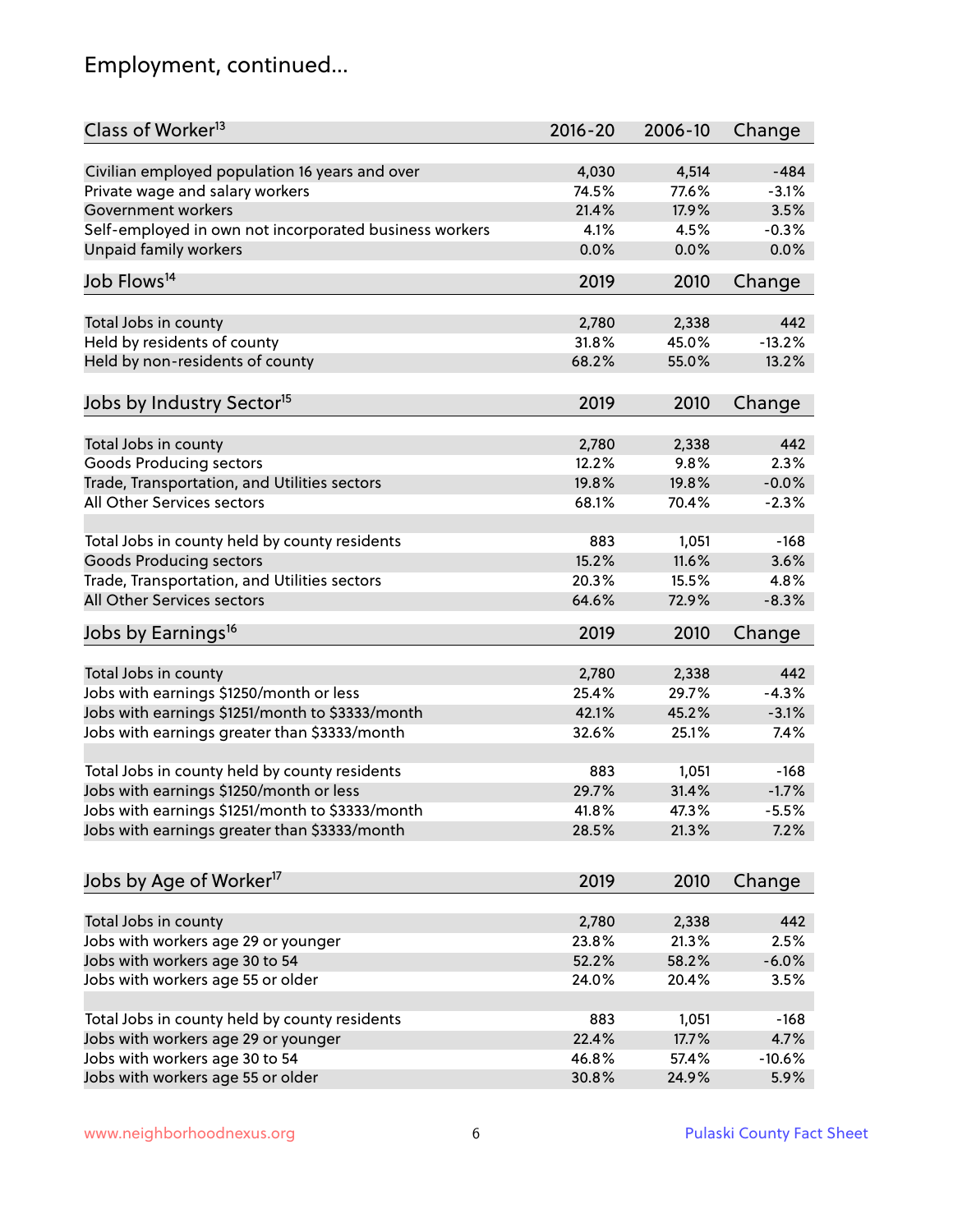## Employment, continued...

| Class of Worker[13] | 2016-20 | 2006-10 | Change |
|---|---|---|---|
| Civilian employed population 16 years and over | 4,030 | 4,514 | -484 |
| Private wage and salary workers | 74.5% | 77.6% | -3.1% |
| Government workers | 21.4% | 17.9% | 3.5% |
| Self-employed in own not incorporated business workers | 4.1% | 4.5% | -0.3% |
| Unpaid family workers | 0.0% | 0.0% | 0.0% |

| Job Flows[14] | 2019 | 2010 | Change |
|---|---|---|---|
| Total Jobs in county | 2,780 | 2,338 | 442 |
| Held by residents of county | 31.8% | 45.0% | -13.2% |
| Held by non-residents of county | 68.2% | 55.0% | 13.2% |

| Jobs by Industry Sector[15] | 2019 | 2010 | Change |
|---|---|---|---|
| Total Jobs in county | 2,780 | 2,338 | 442 |
| Goods Producing sectors | 12.2% | 9.8% | 2.3% |
| Trade, Transportation, and Utilities sectors | 19.8% | 19.8% | -0.0% |
| All Other Services sectors | 68.1% | 70.4% | -2.3% |
| | | | |
| Total Jobs in county held by county residents | 883 | 1,051 | -168 |
| Goods Producing sectors | 15.2% | 11.6% | 3.6% |
| Trade, Transportation, and Utilities sectors | 20.3% | 15.5% | 4.8% |
| All Other Services sectors | 64.6% | 72.9% | -8.3% |

| Jobs by Earnings[16] | 2019 | 2010 | Change |
|---|---|---|---|
| Total Jobs in county | 2,780 | 2,338 | 442 |
| Jobs with earnings $1250/month or less | 25.4% | 29.7% | -4.3% |
| Jobs with earnings $1251/month to $3333/month | 42.1% | 45.2% | -3.1% |
| Jobs with earnings greater than $3333/month | 32.6% | 25.1% | 7.4% |
| | | | |
| Total Jobs in county held by county residents | 883 | 1,051 | -168 |
| Jobs with earnings $1250/month or less | 29.7% | 31.4% | -1.7% |
| Jobs with earnings $1251/month to $3333/month | 41.8% | 47.3% | -5.5% |
| Jobs with earnings greater than $3333/month | 28.5% | 21.3% | 7.2% |

| Jobs by Age of Worker[17] | 2019 | 2010 | Change |
|---|---|---|---|
| Total Jobs in county | 2,780 | 2,338 | 442 |
| Jobs with workers age 29 or younger | 23.8% | 21.3% | 2.5% |
| Jobs with workers age 30 to 54 | 52.2% | 58.2% | -6.0% |
| Jobs with workers age 55 or older | 24.0% | 20.4% | 3.5% |
| | | | |
| Total Jobs in county held by county residents | 883 | 1,051 | -168 |
| Jobs with workers age 29 or younger | 22.4% | 17.7% | 4.7% |
| Jobs with workers age 30 to 54 | 46.8% | 57.4% | -10.6% |
| Jobs with workers age 55 or older | 30.8% | 24.9% | 5.9% |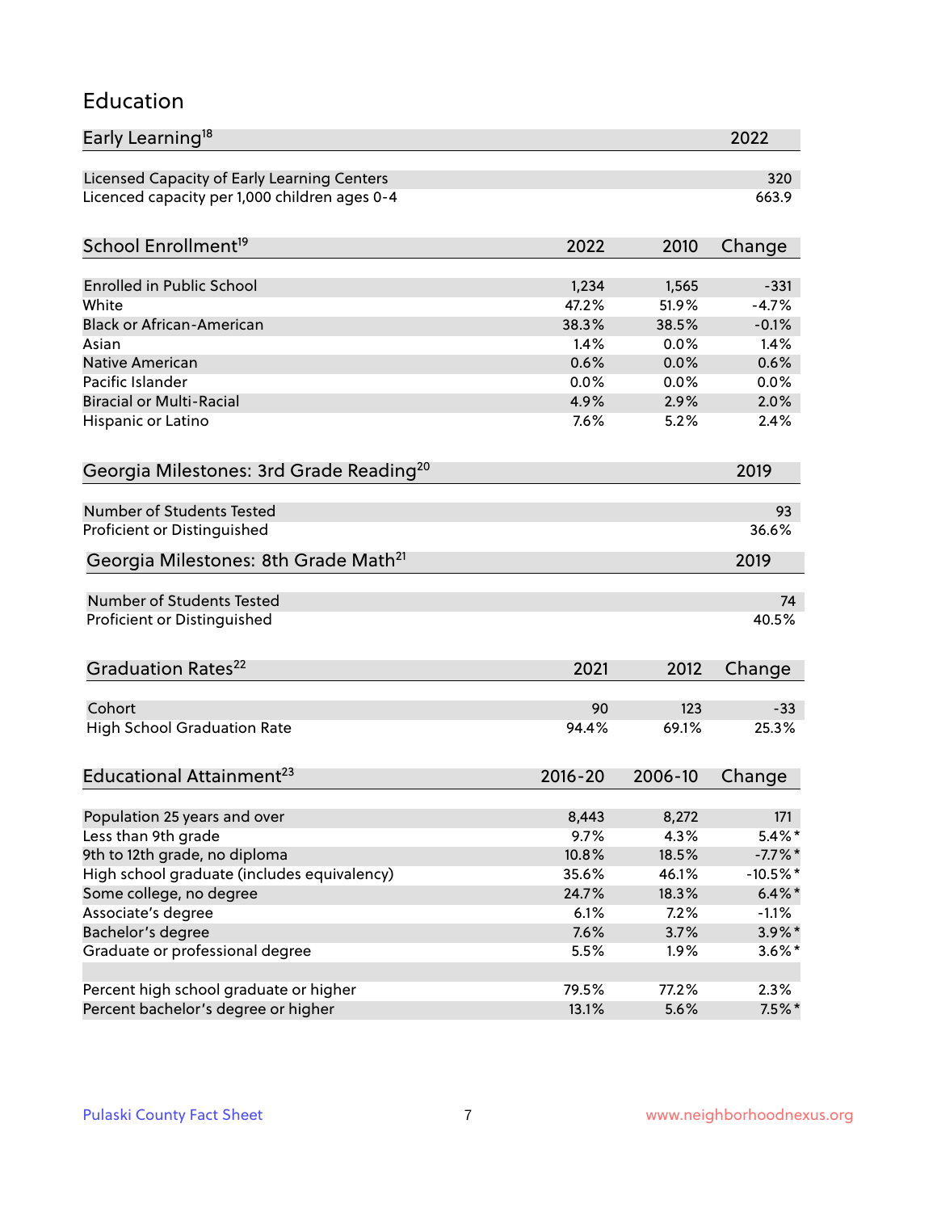## Education

| Early Learning[18] | 2022 |
|---|---|
| Licensed Capacity of Early Learning Centers | 320 |
| Licenced capacity per 1,000 children ages 0-4 | 663.9 |

| School Enrollment[19] | 2022 | 2010 | Change |
|---|---|---|---|
| Enrolled in Public School | 1,234 | 1,565 | -331 |
| White | 47.2% | 51.9% | -4.7% |
| Black or African-American | 38.3% | 38.5% | -0.1% |
| Asian | 1.4% | 0.0% | 1.4% |
| Native American | 0.6% | 0.0% | 0.6% |
| Pacific Islander | 0.0% | 0.0% | 0.0% |
| Biracial or Multi-Racial | 4.9% | 2.9% | 2.0% |
| Hispanic or Latino | 7.6% | 5.2% | 2.4% |

| Georgia Milestones: 3rd Grade Reading[20] | 2019 |
|---|---|
| Number of Students Tested | 93 |
| Proficient or Distinguished | 36.6% |

| Georgia Milestones: 8th Grade Math[21] | 2019 |
|---|---|
| Number of Students Tested | 74 |
| Proficient or Distinguished | 40.5% |

| Graduation Rates[22] | 2021 | 2012 | Change |
|---|---|---|---|
| Cohort | 90 | 123 | -33 |
| High School Graduation Rate | 94.4% | 69.1% | 25.3% |

| Educational Attainment[23] | 2016-20 | 2006-10 | Change |
|---|---|---|---|
| Population 25 years and over | 8,443 | 8,272 | 171 |
| Less than 9th grade | 9.7% | 4.3% | 5.4%* |
| 9th to 12th grade, no diploma | 10.8% | 18.5% | -7.7%* |
| High school graduate (includes equivalency) | 35.6% | 46.1% | -10.5%* |
| Some college, no degree | 24.7% | 18.3% | 6.4%* |
| Associate's degree | 6.1% | 7.2% | -1.1% |
| Bachelor's degree | 7.6% | 3.7% | 3.9%* |
| Graduate or professional degree | 5.5% | 1.9% | 3.6%* |
| | | | |
| Percent high school graduate or higher | 79.5% | 77.2% | 2.3% |
| Percent bachelor's degree or higher | 13.1% | 5.6% | 7.5%* |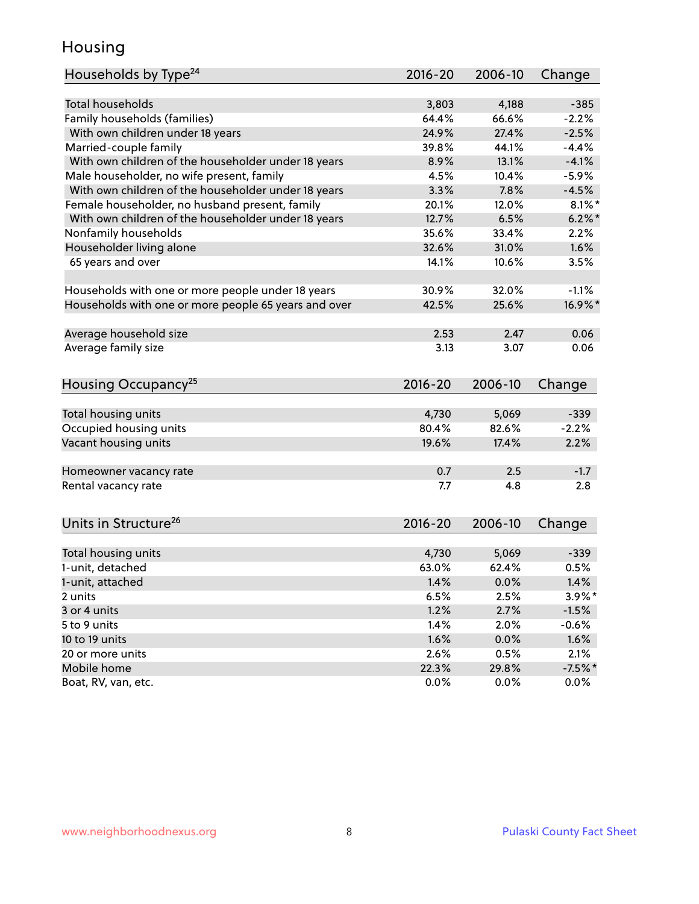## Housing

| Households by Type[24] | 2016-20 | 2006-10 | Change |
|---|---|---|---|
| Total households | 3,803 | 4,188 | -385 |
| Family households (families) | 64.4% | 66.6% | -2.2% |
| With own children under 18 years | 24.9% | 27.4% | -2.5% |
| Married-couple family | 39.8% | 44.1% | -4.4% |
| With own children of the householder under 18 years | 8.9% | 13.1% | -4.1% |
| Male householder, no wife present, family | 4.5% | 10.4% | -5.9% |
| With own children of the householder under 18 years | 3.3% | 7.8% | -4.5% |
| Female householder, no husband present, family | 20.1% | 12.0% | 8.1%* |
| With own children of the householder under 18 years | 12.7% | 6.5% | 6.2%* |
| Nonfamily households | 35.6% | 33.4% | 2.2% |
| Householder living alone | 32.6% | 31.0% | 1.6% |
| 65 years and over | 14.1% | 10.6% | 3.5% |
| | | | |
| Households with one or more people under 18 years | 30.9% | 32.0% | -1.1% |
| Households with one or more people 65 years and over | 42.5% | 25.6% | 16.9%* |
| | | | |
| Average household size | 2.53 | 2.47 | 0.06 |
| Average family size | 3.13 | 3.07 | 0.06 |

| Housing Occupancy[25] | 2016-20 | 2006-10 | Change |
|---|---|---|---|
| Total housing units | 4,730 | 5,069 | -339 |
| Occupied housing units | 80.4% | 82.6% | -2.2% |
| Vacant housing units | 19.6% | 17.4% | 2.2% |
| | | | |
| Homeowner vacancy rate | 0.7 | 2.5 | -1.7 |
| Rental vacancy rate | 7.7 | 4.8 | 2.8 |

| Units in Structure[26] | 2016-20 | 2006-10 | Change |
|---|---|---|---|
| Total housing units | 4,730 | 5,069 | -339 |
| 1-unit, detached | 63.0% | 62.4% | 0.5% |
| 1-unit, attached | 1.4% | 0.0% | 1.4% |
| 2 units | 6.5% | 2.5% | 3.9%* |
| 3 or 4 units | 1.2% | 2.7% | -1.5% |
| 5 to 9 units | 1.4% | 2.0% | -0.6% |
| 10 to 19 units | 1.6% | 0.0% | 1.6% |
| 20 or more units | 2.6% | 0.5% | 2.1% |
| Mobile home | 22.3% | 29.8% | -7.5%* |
| Boat, RV, van, etc. | 0.0% | 0.0% | 0.0% |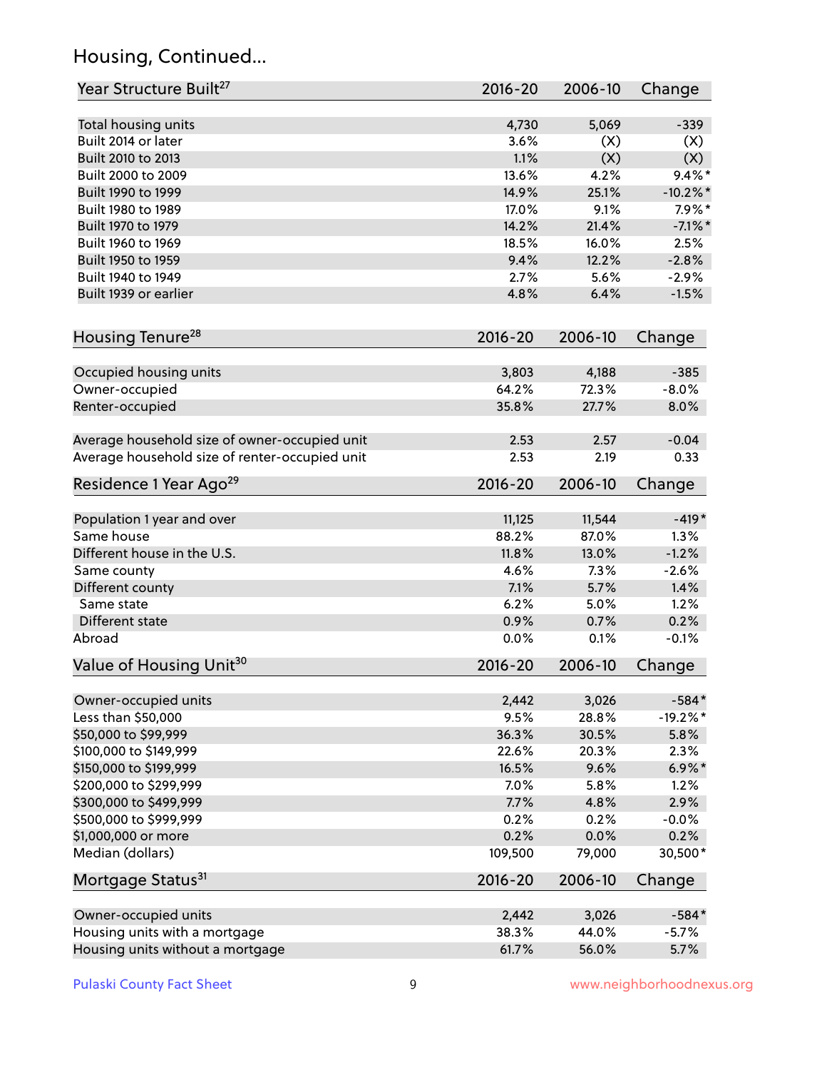## Housing, Continued...

| Year Structure Built[27] | 2016-20 | 2006-10 | Change |
|---|---|---|---|
| Total housing units | 4,730 | 5,069 | -339 |
| Built 2014 or later | 3.6% | (X) | (X) |
| Built 2010 to 2013 | 1.1% | (X) | (X) |
| Built 2000 to 2009 | 13.6% | 4.2% | 9.4%* |
| Built 1990 to 1999 | 14.9% | 25.1% | -10.2%* |
| Built 1980 to 1989 | 17.0% | 9.1% | 7.9%* |
| Built 1970 to 1979 | 14.2% | 21.4% | -7.1%* |
| Built 1960 to 1969 | 18.5% | 16.0% | 2.5% |
| Built 1950 to 1959 | 9.4% | 12.2% | -2.8% |
| Built 1940 to 1949 | 2.7% | 5.6% | -2.9% |
| Built 1939 or earlier | 4.8% | 6.4% | -1.5% |

| Housing Tenure[28] | 2016-20 | 2006-10 | Change |
|---|---|---|---|
| Occupied housing units | 3,803 | 4,188 | -385 |
| Owner-occupied | 64.2% | 72.3% | -8.0% |
| Renter-occupied | 35.8% | 27.7% | 8.0% |
| Average household size of owner-occupied unit | 2.53 | 2.57 | -0.04 |
| Average household size of renter-occupied unit | 2.53 | 2.19 | 0.33 |

| Residence 1 Year Ago[29] | 2016-20 | 2006-10 | Change |
|---|---|---|---|
| Population 1 year and over | 11,125 | 11,544 | -419* |
| Same house | 88.2% | 87.0% | 1.3% |
| Different house in the U.S. | 11.8% | 13.0% | -1.2% |
| Same county | 4.6% | 7.3% | -2.6% |
| Different county | 7.1% | 5.7% | 1.4% |
| Same state | 6.2% | 5.0% | 1.2% |
| Different state | 0.9% | 0.7% | 0.2% |
| Abroad | 0.0% | 0.1% | -0.1% |

| Value of Housing Unit[30] | 2016-20 | 2006-10 | Change |
|---|---|---|---|
| Owner-occupied units | 2,442 | 3,026 | -584* |
| Less than $50,000 | 9.5% | 28.8% | -19.2%* |
| $50,000 to $99,999 | 36.3% | 30.5% | 5.8% |
| $100,000 to $149,999 | 22.6% | 20.3% | 2.3% |
| $150,000 to $199,999 | 16.5% | 9.6% | 6.9%* |
| $200,000 to $299,999 | 7.0% | 5.8% | 1.2% |
| $300,000 to $499,999 | 7.7% | 4.8% | 2.9% |
| $500,000 to $999,999 | 0.2% | 0.2% | -0.0% |
| $1,000,000 or more | 0.2% | 0.0% | 0.2% |
| Median (dollars) | 109,500 | 79,000 | 30,500* |

| Mortgage Status[31] | 2016-20 | 2006-10 | Change |
|---|---|---|---|
| Owner-occupied units | 2,442 | 3,026 | -584* |
| Housing units with a mortgage | 38.3% | 44.0% | -5.7% |
| Housing units without a mortgage | 61.7% | 56.0% | 5.7% |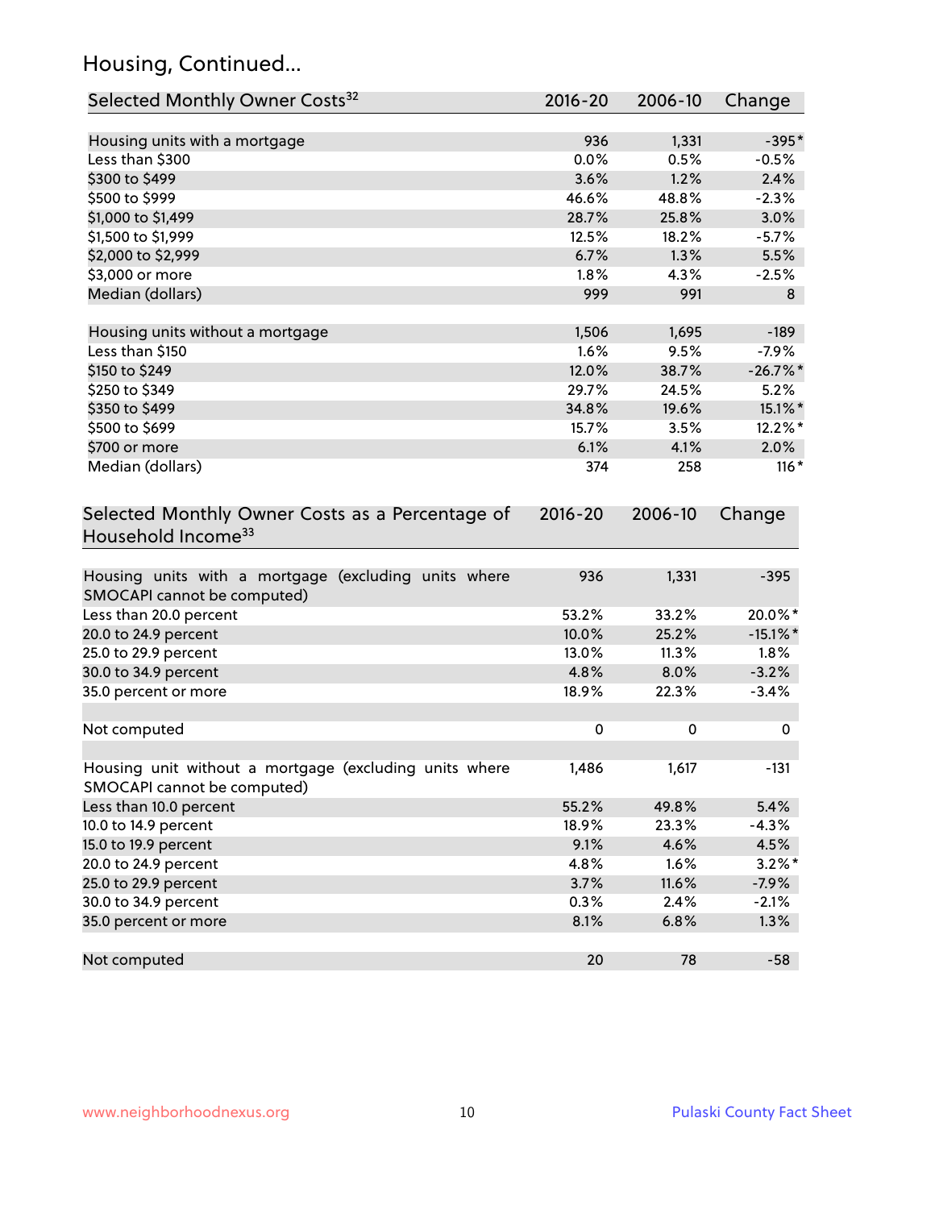## Housing, Continued...

| Selected Monthly Owner Costs[32] | 2016-20 | 2006-10 | Change |
|---|---|---|---|
| Housing units with a mortgage | 936 | 1,331 | -395* |
| Less than $300 | 0.0% | 0.5% | -0.5% |
| $300 to $499 | 3.6% | 1.2% | 2.4% |
| $500 to $999 | 46.6% | 48.8% | -2.3% |
| $1,000 to $1,499 | 28.7% | 25.8% | 3.0% |
| $1,500 to $1,999 | 12.5% | 18.2% | -5.7% |
| $2,000 to $2,999 | 6.7% | 1.3% | 5.5% |
| $3,000 or more | 1.8% | 4.3% | -2.5% |
| Median (dollars) | 999 | 991 | 8 |
| | | | |
| Housing units without a mortgage | 1,506 | 1,695 | -189 |
| Less than $150 | 1.6% | 9.5% | -7.9% |
| $150 to $249 | 12.0% | 38.7% | -26.7%* |
| $250 to $349 | 29.7% | 24.5% | 5.2% |
| $350 to $499 | 34.8% | 19.6% | 15.1%* |
| $500 to $699 | 15.7% | 3.5% | 12.2%* |
| $700 or more | 6.1% | 4.1% | 2.0% |
| Median (dollars) | 374 | 258 | 116* |

| Selected Monthly Owner Costs as a Percentage of Household Income[33] | 2016-20 | 2006-10 | Change |
|---|---|---|---|
| Housing units with a mortgage (excluding units where SMOCAPI cannot be computed) | 936 | 1,331 | -395 |
| Less than 20.0 percent | 53.2% | 33.2% | 20.0%* |
| 20.0 to 24.9 percent | 10.0% | 25.2% | -15.1%* |
| 25.0 to 29.9 percent | 13.0% | 11.3% | 1.8% |
| 30.0 to 34.9 percent | 4.8% | 8.0% | -3.2% |
| 35.0 percent or more | 18.9% | 22.3% | -3.4% |
| | | | |
| Not computed | 0 | 0 | 0 |
| | | | |
| Housing unit without a mortgage (excluding units where SMOCAPI cannot be computed) | 1,486 | 1,617 | -131 |
| Less than 10.0 percent | 55.2% | 49.8% | 5.4% |
| 10.0 to 14.9 percent | 18.9% | 23.3% | -4.3% |
| 15.0 to 19.9 percent | 9.1% | 4.6% | 4.5% |
| 20.0 to 24.9 percent | 4.8% | 1.6% | 3.2%* |
| 25.0 to 29.9 percent | 3.7% | 11.6% | -7.9% |
| 30.0 to 34.9 percent | 0.3% | 2.4% | -2.1% |
| 35.0 percent or more | 8.1% | 6.8% | 1.3% |
| | | | |
| Not computed | 20 | 78 | -58 |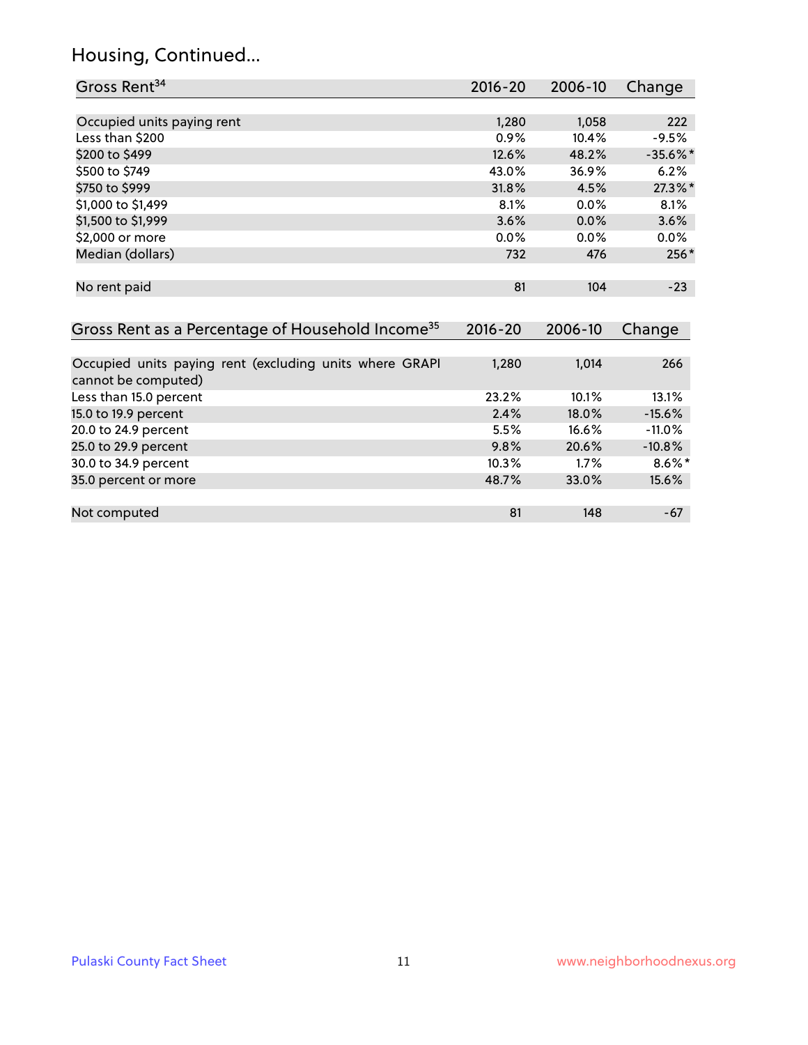# Housing, Continued...

| Gross Rent[34] | 2016-20 | 2006-10 | Change |
|---|---|---|---|
| Occupied units paying rent | 1,280 | 1,058 | 222 |
| Less than $200 | 0.9% | 10.4% | -9.5% |
| $200 to $499 | 12.6% | 48.2% | -35.6%* |
| $500 to $749 | 43.0% | 36.9% | 6.2% |
| $750 to $999 | 31.8% | 4.5% | 27.3%* |
| $1,000 to $1,499 | 8.1% | 0.0% | 8.1% |
| $1,500 to $1,999 | 3.6% | 0.0% | 3.6% |
| $2,000 or more | 0.0% | 0.0% | 0.0% |
| Median (dollars) | 732 | 476 | 256* |
| No rent paid | 81 | 104 | -23 |

| Gross Rent as a Percentage of Household Income[35] | 2016-20 | 2006-10 | Change |
|---|---|---|---|
| Occupied units paying rent (excluding units where GRAPI cannot be computed) | 1,280 | 1,014 | 266 |
| Less than 15.0 percent | 23.2% | 10.1% | 13.1% |
| 15.0 to 19.9 percent | 2.4% | 18.0% | -15.6% |
| 20.0 to 24.9 percent | 5.5% | 16.6% | -11.0% |
| 25.0 to 29.9 percent | 9.8% | 20.6% | -10.8% |
| 30.0 to 34.9 percent | 10.3% | 1.7% | 8.6%* |
| 35.0 percent or more | 48.7% | 33.0% | 15.6% |
| Not computed | 81 | 148 | -67 |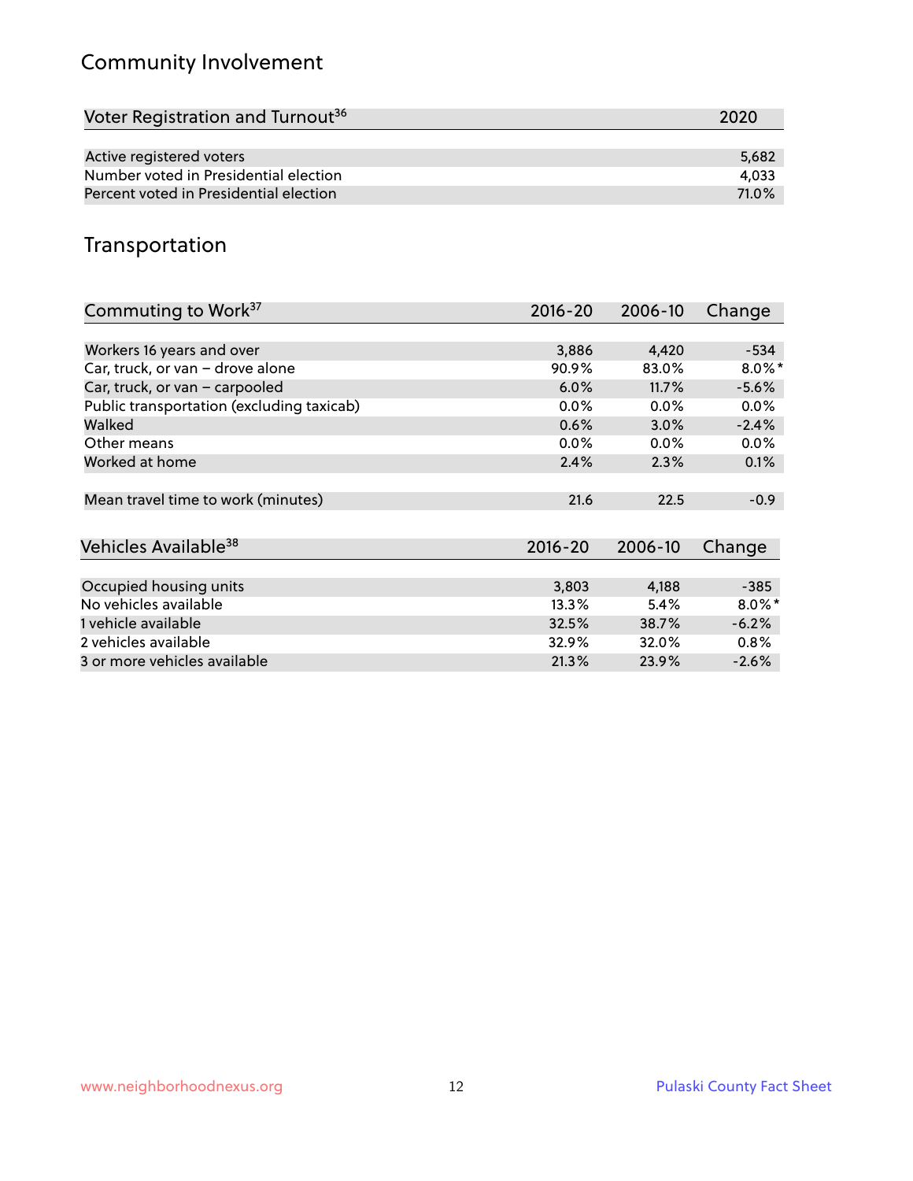## Community Involvement

| Voter Registration and Turnout[36] | 2020 |
|---|---|
| Active registered voters | 5,682 |
| Number voted in Presidential election | 4,033 |
| Percent voted in Presidential election | 71.0% |

## Transportation

| Commuting to Work[37] | 2016-20 | 2006-10 | Change |
|---|---|---|---|
| Workers 16 years and over | 3,886 | 4,420 | -534 |
| Car, truck, or van – drove alone | 90.9% | 83.0% | 8.0%* |
| Car, truck, or van – carpooled | 6.0% | 11.7% | -5.6% |
| Public transportation (excluding taxicab) | 0.0% | 0.0% | 0.0% |
| Walked | 0.6% | 3.0% | -2.4% |
| Other means | 0.0% | 0.0% | 0.0% |
| Worked at home | 2.4% | 2.3% | 0.1% |
| Mean travel time to work (minutes) | 21.6 | 22.5 | -0.9 |

| Vehicles Available[38] | 2016-20 | 2006-10 | Change |
|---|---|---|---|
| Occupied housing units | 3,803 | 4,188 | -385 |
| No vehicles available | 13.3% | 5.4% | 8.0%* |
| 1 vehicle available | 32.5% | 38.7% | -6.2% |
| 2 vehicles available | 32.9% | 32.0% | 0.8% |
| 3 or more vehicles available | 21.3% | 23.9% | -2.6% |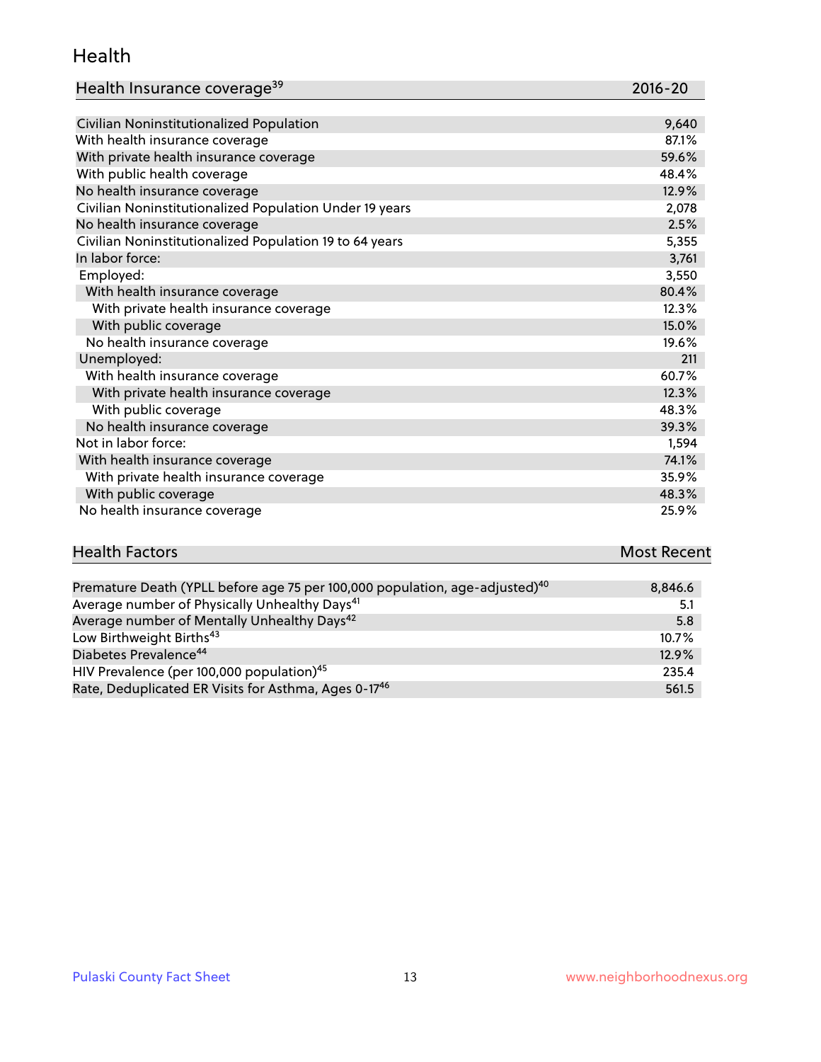## Health

| Health Insurance coverage[39] | 2016-20 |
|---|---|
| Civilian Noninstitutionalized Population | 9,640 |
| With health insurance coverage | 87.1% |
| With private health insurance coverage | 59.6% |
| With public health coverage | 48.4% |
| No health insurance coverage | 12.9% |
| Civilian Noninstitutionalized Population Under 19 years | 2,078 |
| No health insurance coverage | 2.5% |
| Civilian Noninstitutionalized Population 19 to 64 years | 5,355 |
| In labor force: | 3,761 |
| Employed: | 3,550 |
| With health insurance coverage | 80.4% |
| With private health insurance coverage | 12.3% |
| With public coverage | 15.0% |
| No health insurance coverage | 19.6% |
| Unemployed: | 211 |
| With health insurance coverage | 60.7% |
| With private health insurance coverage | 12.3% |
| With public coverage | 48.3% |
| No health insurance coverage | 39.3% |
| Not in labor force: | 1,594 |
| With health insurance coverage | 74.1% |
| With private health insurance coverage | 35.9% |
| With public coverage | 48.3% |
| No health insurance coverage | 25.9% |

| Health Factors | Most Recent |
|---|---|
| Premature Death (YPLL before age 75 per 100,000 population, age-adjusted)[40] | 8,846.6 |
| Average number of Physically Unhealthy Days[41] | 5.1 |
| Average number of Mentally Unhealthy Days[42] | 5.8 |
| Low Birthweight Births[43] | 10.7% |
| Diabetes Prevalence[44] | 12.9% |
| HIV Prevalence (per 100,000 population)[45] | 235.4 |
| Rate, Deduplicated ER Visits for Asthma, Ages 0-17[46] | 561.5 |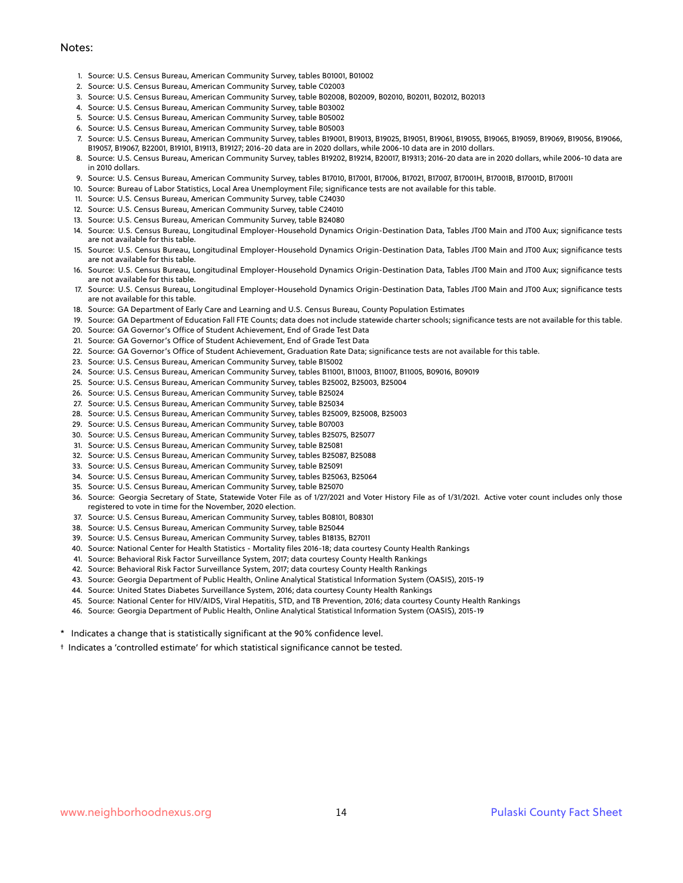Notes:

1. Source: U.S. Census Bureau, American Community Survey, tables B01001, B01002
2. Source: U.S. Census Bureau, American Community Survey, table C02003
3. Source: U.S. Census Bureau, American Community Survey, table B02008, B02009, B02010, B02011, B02012, B02013
4. Source: U.S. Census Bureau, American Community Survey, table B03002
5. Source: U.S. Census Bureau, American Community Survey, table B05002
6. Source: U.S. Census Bureau, American Community Survey, table B05003
7. Source: U.S. Census Bureau, American Community Survey, tables B19001, B19013, B19025, B19051, B19061, B19055, B19065, B19059, B19069, B19056, B19066, B19057, B19067, B22001, B19101, B19113, B19127; 2016-20 data are in 2020 dollars, while 2006-10 data are in 2010 dollars.
8. Source: U.S. Census Bureau, American Community Survey, tables B19202, B19214, B20017, B19313; 2016-20 data are in 2020 dollars, while 2006-10 data are in 2010 dollars.
9. Source: U.S. Census Bureau, American Community Survey, tables B17010, B17001, B17006, B17021, B17007, B17001H, B17001B, B17001D, B17001I
10. Source: Bureau of Labor Statistics, Local Area Unemployment File; significance tests are not available for this table.
11. Source: U.S. Census Bureau, American Community Survey, table C24030
12. Source: U.S. Census Bureau, American Community Survey, table C24010
13. Source: U.S. Census Bureau, American Community Survey, table B24080
14. Source: U.S. Census Bureau, Longitudinal Employer-Household Dynamics Origin-Destination Data, Tables JT00 Main and JT00 Aux; significance tests are not available for this table.
15. Source: U.S. Census Bureau, Longitudinal Employer-Household Dynamics Origin-Destination Data, Tables JT00 Main and JT00 Aux; significance tests are not available for this table.
16. Source: U.S. Census Bureau, Longitudinal Employer-Household Dynamics Origin-Destination Data, Tables JT00 Main and JT00 Aux; significance tests are not available for this table.
17. Source: U.S. Census Bureau, Longitudinal Employer-Household Dynamics Origin-Destination Data, Tables JT00 Main and JT00 Aux; significance tests are not available for this table.
18. Source: GA Department of Early Care and Learning and U.S. Census Bureau, County Population Estimates
19. Source: GA Department of Education Fall FTE Counts; data does not include statewide charter schools; significance tests are not available for this table.
20. Source: GA Governor's Office of Student Achievement, End of Grade Test Data
21. Source: GA Governor's Office of Student Achievement, End of Grade Test Data
22. Source: GA Governor's Office of Student Achievement, Graduation Rate Data; significance tests are not available for this table.
23. Source: U.S. Census Bureau, American Community Survey, table B15002
24. Source: U.S. Census Bureau, American Community Survey, tables B11001, B11003, B11007, B11005, B09016, B09019
25. Source: U.S. Census Bureau, American Community Survey, tables B25002, B25003, B25004
26. Source: U.S. Census Bureau, American Community Survey, table B25024
27. Source: U.S. Census Bureau, American Community Survey, table B25034
28. Source: U.S. Census Bureau, American Community Survey, tables B25009, B25008, B25003
29. Source: U.S. Census Bureau, American Community Survey, table B07003
30. Source: U.S. Census Bureau, American Community Survey, tables B25075, B25077
31. Source: U.S. Census Bureau, American Community Survey, table B25081
32. Source: U.S. Census Bureau, American Community Survey, tables B25087, B25088
33. Source: U.S. Census Bureau, American Community Survey, table B25091
34. Source: U.S. Census Bureau, American Community Survey, tables B25063, B25064
35. Source: U.S. Census Bureau, American Community Survey, table B25070
36. Source: Georgia Secretary of State, Statewide Voter File as of 1/27/2021 and Voter History File as of 1/31/2021. Active voter count includes only those registered to vote in time for the November, 2020 election.
37. Source: U.S. Census Bureau, American Community Survey, tables B08101, B08301
38. Source: U.S. Census Bureau, American Community Survey, table B25044
39. Source: U.S. Census Bureau, American Community Survey, tables B18135, B27011
40. Source: National Center for Health Statistics - Mortality files 2016-18; data courtesy County Health Rankings
41. Source: Behavioral Risk Factor Surveillance System, 2017; data courtesy County Health Rankings
42. Source: Behavioral Risk Factor Surveillance System, 2017; data courtesy County Health Rankings
43. Source: Georgia Department of Public Health, Online Analytical Statistical Information System (OASIS), 2015-19
44. Source: United States Diabetes Surveillance System, 2016; data courtesy County Health Rankings
45. Source: National Center for HIV/AIDS, Viral Hepatitis, STD, and TB Prevention, 2016; data courtesy County Health Rankings
46. Source: Georgia Department of Public Health, Online Analytical Statistical Information System (OASIS), 2015-19

\* Indicates a change that is statistically significant at the 90% confidence level.

† Indicates a 'controlled estimate' for which statistical significance cannot be tested.